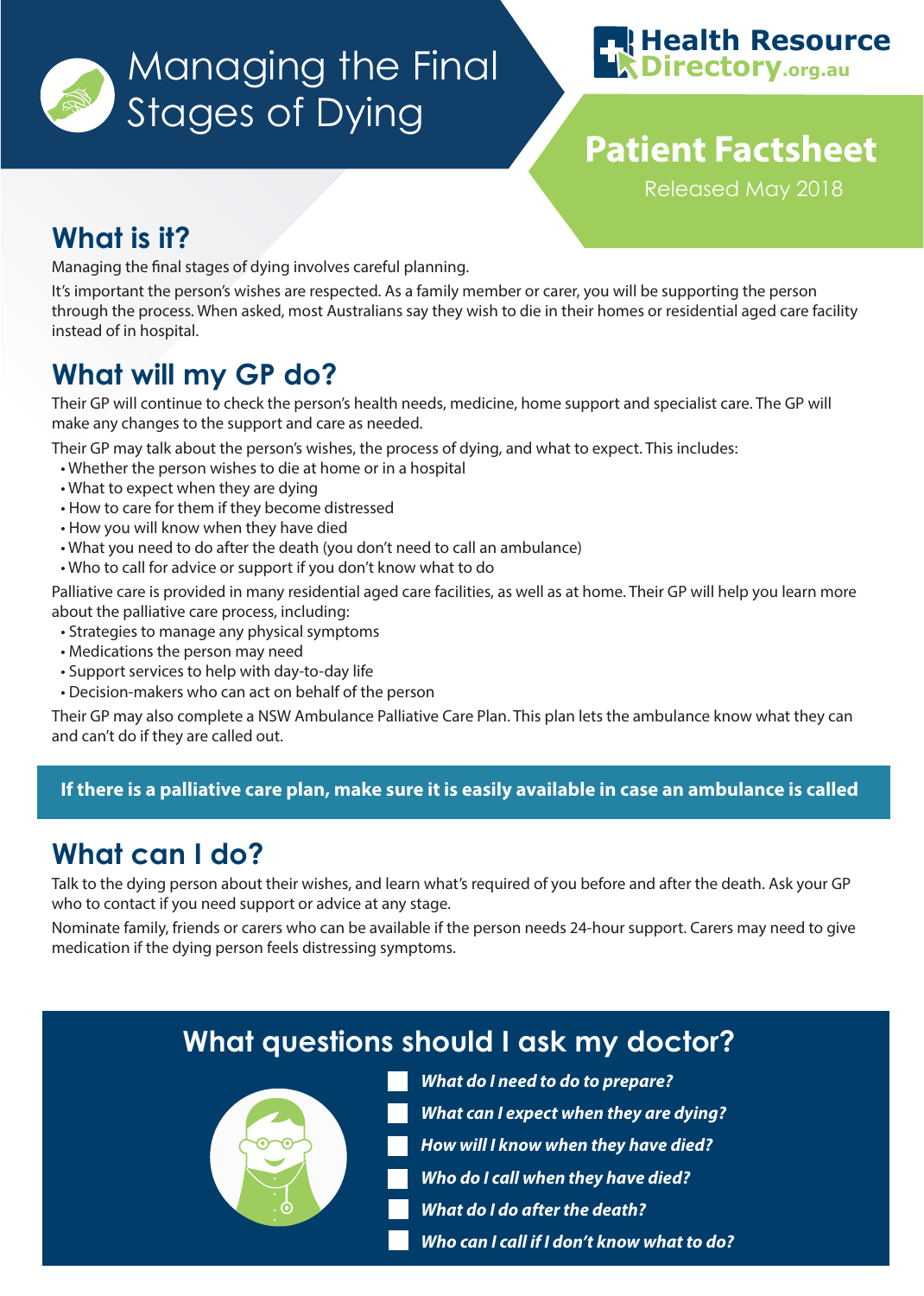# Managing the Final Stages of Dying

Health Resource Directory.org.au

**Patient Factsheet**

Released May 2018

## What is it?

Managing the final stages of dying involves careful planning.

It's important the person's wishes are respected. As a family member or carer, you will be supporting the person through the process. When asked, most Australians say they wish to die in their homes or residential aged care facility instead of in hospital.

## What will my GP do?

Their GP will continue to check the person's health needs, medicine, home support and specialist care. The GP will make any changes to the support and care as needed.

Their GP may talk about the person's wishes, the process of dying, and what to expect. This includes:

- Whether the person wishes to die at home or in a hospital
- What to expect when they are dying
- How to care for them if they become distressed
- How you will know when they have died
- What you need to do after the death (you don't need to call an ambulance)
- Who to call for advice or support if you don't know what to do

Palliative care is provided in many residential aged care facilities, as well as at home. Their GP will help you learn more about the palliative care process, including:

- Strategies to manage any physical symptoms
- Medications the person may need
- Support services to help with day-to-day life
- Decision-makers who can act on behalf of the person

Their GP may also complete a NSW Ambulance Palliative Care Plan. This plan lets the ambulance know what they can and can't do if they are called out.

**If there is a palliative care plan, make sure it is easily available in case an ambulance is called**

## What can I do?

Talk to the dying person about their wishes, and learn what's required of you before and after the death. Ask your GP who to contact if you need support or advice at any stage.

Nominate family, friends or carers who can be available if the person needs 24-hour support. Carers may need to give medication if the dying person feels distressing symptoms.

## What questions should I ask my doctor?

- ☐ ***What do I need to do to prepare?***
- ☐ ***What can I expect when they are dying?***
- ☐ ***How will I know when they have died?***
- ☐ ***Who do I call when they have died?***
- ☐ ***What do I do after the death?***
- ☐ ***Who can I call if I don't know what to do?***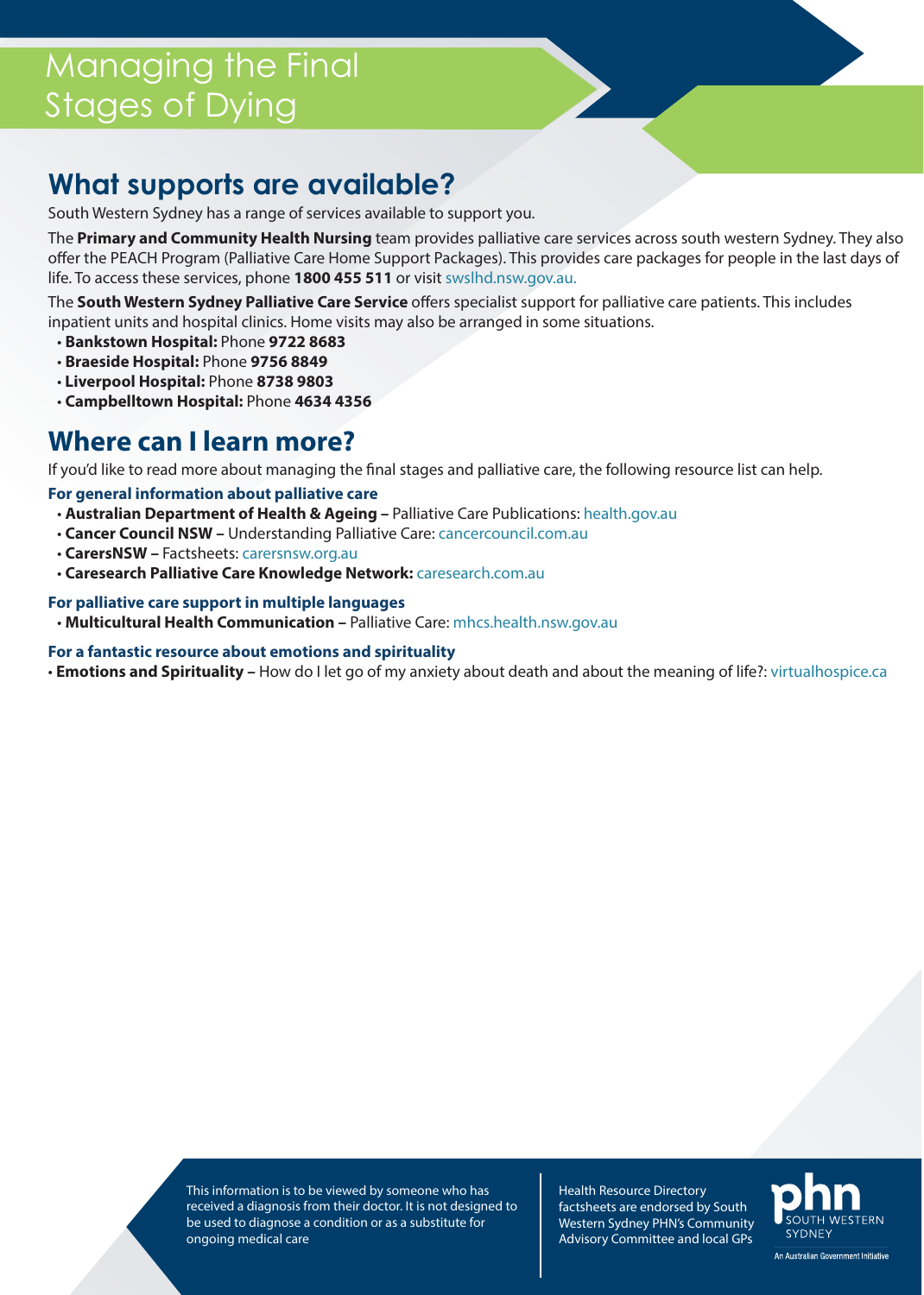# Managing the Final Stages of Dying

## What supports are available?

South Western Sydney has a range of services available to support you.

The **Primary and Community Health Nursing** team provides palliative care services across south western Sydney. They also offer the PEACH Program (Palliative Care Home Support Packages). This provides care packages for people in the last days of life. To access these services, phone **1800 455 511** or visit swslhd.nsw.gov.au.

The **South Western Sydney Palliative Care Service** offers specialist support for palliative care patients. This includes inpatient units and hospital clinics. Home visits may also be arranged in some situations.

- **Bankstown Hospital:** Phone **9722 8683**
- **Braeside Hospital:** Phone **9756 8849**
- **Liverpool Hospital:** Phone **8738 9803**
- **Campbelltown Hospital:** Phone **4634 4356**

## Where can I learn more?

If you'd like to read more about managing the final stages and palliative care, the following resource list can help.

### For general information about palliative care

- **Australian Department of Health & Ageing –** Palliative Care Publications: health.gov.au
- **Cancer Council NSW –** Understanding Palliative Care: cancercouncil.com.au
- **CarersNSW –** Factsheets: carersnsw.org.au
- **Caresearch Palliative Care Knowledge Network:** caresearch.com.au

### For palliative care support in multiple languages

- **Multicultural Health Communication –** Palliative Care: mhcs.health.nsw.gov.au

### For a fantastic resource about emotions and spirituality

- **Emotions and Spirituality –** How do I let go of my anxiety about death and about the meaning of life?: virtualhospice.ca

This information is to be viewed by someone who has received a diagnosis from their doctor. It is not designed to be used to diagnose a condition or as a substitute for ongoing medical care

Health Resource Directory factsheets are endorsed by South Western Sydney PHN's Community Advisory Committee and local GPs

phn SOUTH WESTERN SYDNEY

An Australian Government Initiative